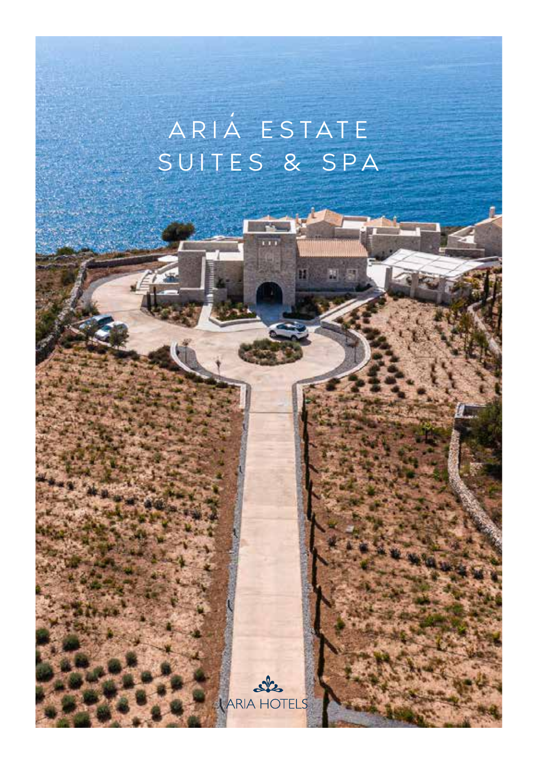# ARIÁ ESTATE SUITES & SPA

ARIA HOTELS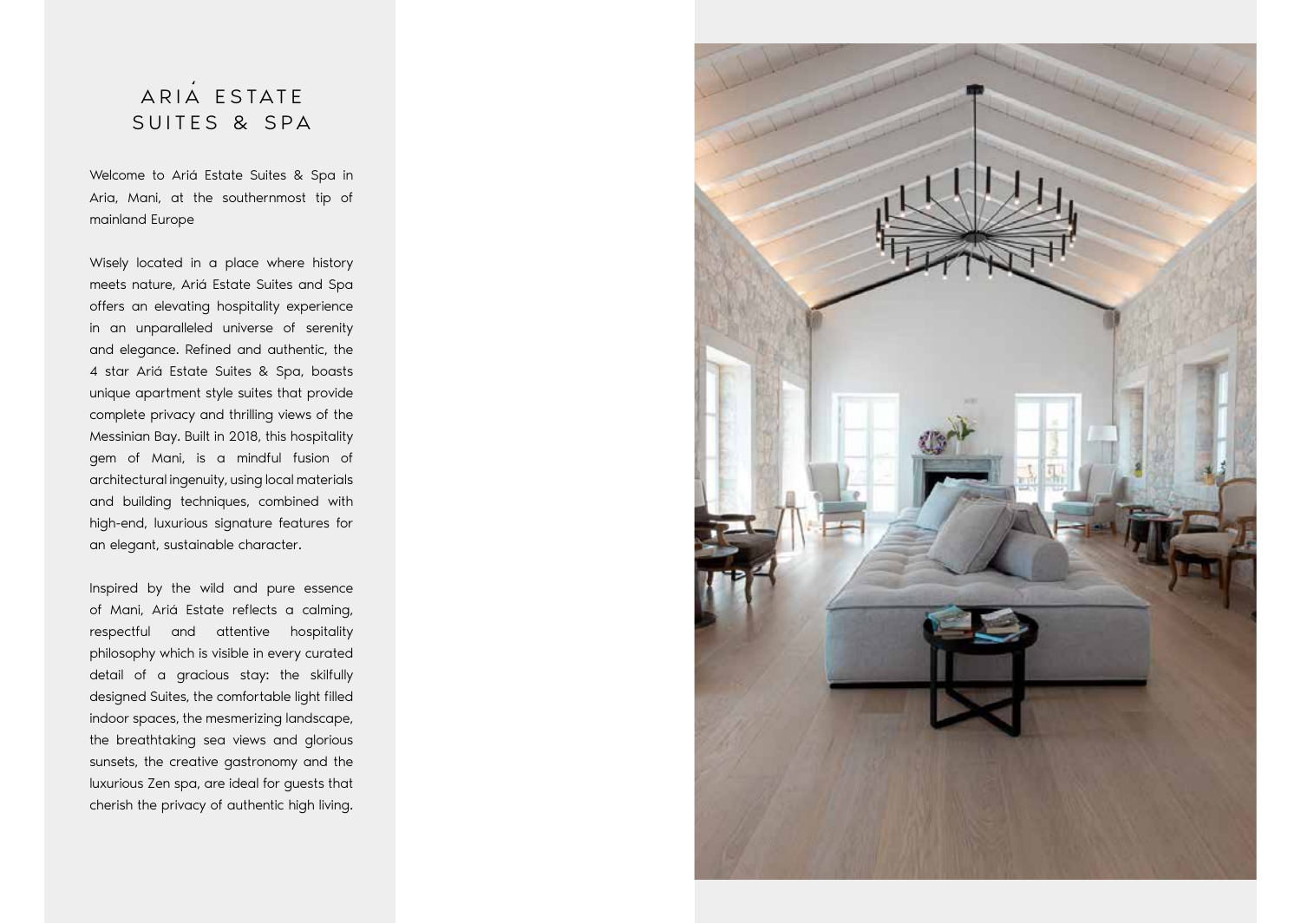# ARIÁ ESTATE SUITES & SPA

Welcome to Ariá Estate Suites & Spa in Aria, Mani, at the southernmost tip of mainland Europe

Wisely located in a place where history meets nature, Ariá Estate Suites and Spa offers an elevating hospitality experience in an unparalleled universe of serenity and elegance. Refined and authentic, the 4 star Ariá Estate Suites & Spa, boasts unique apartment style suites that provide complete privacy and thrilling views of the Messinian Bay. Built in 2018, this hospitality gem of Mani, is a mindful fusion of architectural ingenuity, using local materials and building techniques, combined with high-end, luxurious signature features for an elegant, sustainable character.

Inspired by the wild and pure essence of Mani, Ariá Estate reflects a calming, respectful and attentive hospitality philosophy which is visible in every curated detail of a gracious stay: the skilfully designed Suites, the comfortable light filled indoor spaces, the mesmerizing landscape, the breathtaking sea views and glorious sunsets, the creative gastronomy and the luxurious Zen spa, are ideal for guests that cherish the privacy of authentic high living.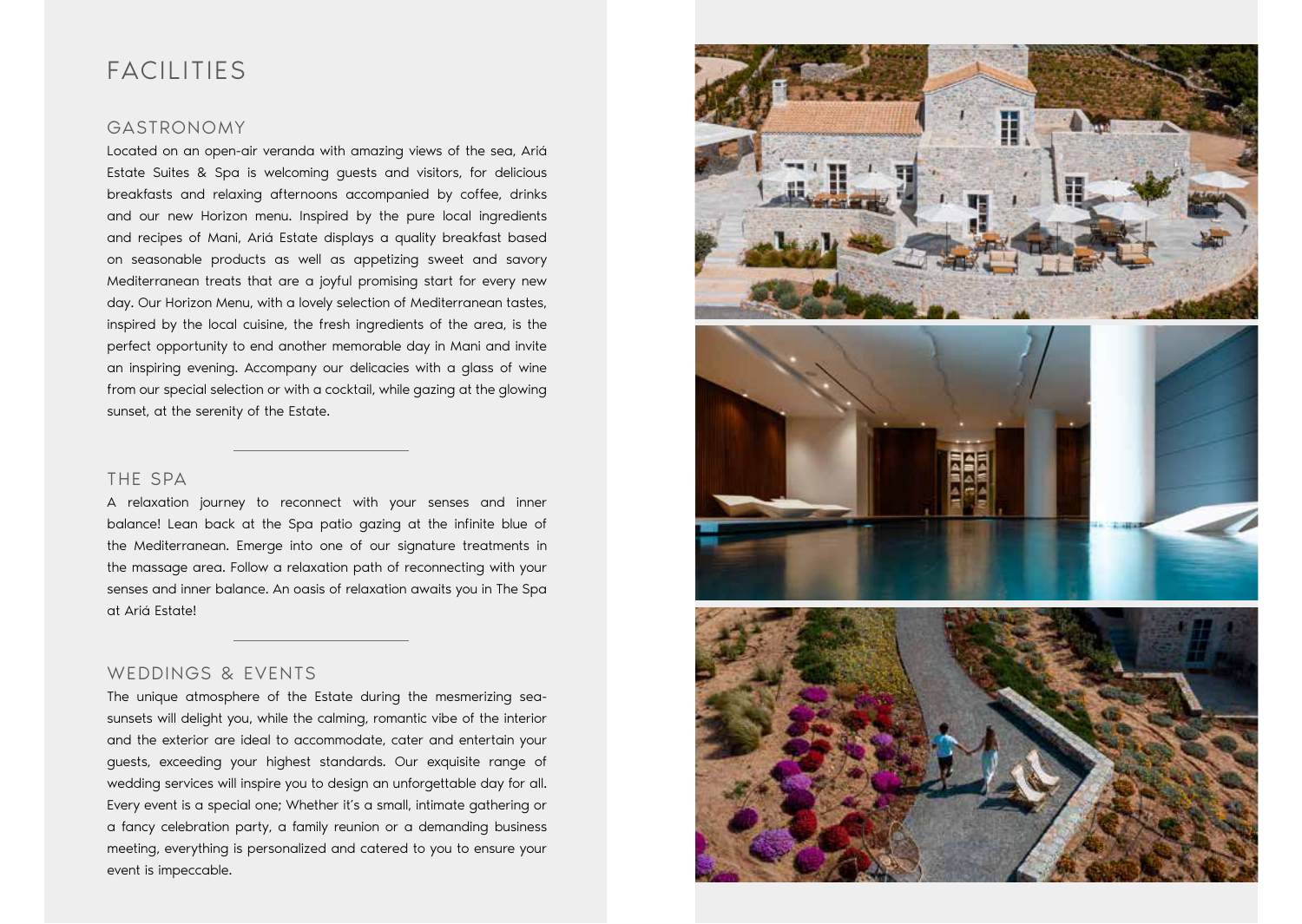# FACILITIES

## GASTRONOMY

Located on an open-air veranda with amazing views of the sea, Ariá Estate Suites & Spa is welcoming guests and visitors, for delicious breakfasts and relaxing afternoons accompanied by coffee, drinks and our new Horizon menu. Inspired by the pure local ingredients and recipes of Mani, Ariá Estate displays a quality breakfast based on seasonable products as well as appetizing sweet and savory Mediterranean treats that are a joyful promising start for every new day. Our Horizon Menu, with a lovely selection of Mediterranean tastes, inspired by the local cuisine, the fresh ingredients of the area, is the perfect opportunity to end another memorable day in Mani and invite an inspiring evening. Accompany our delicacies with a glass of wine from our special selection or with a cocktail, while gazing at the glowing sunset, at the serenity of the Estate.

---

## THE SPA

A relaxation journey to reconnect with your senses and inner balance! Lean back at the Spa patio gazing at the infinite blue of the Mediterranean. Emerge into one of our signature treatments in the massage area. Follow a relaxation path of reconnecting with your senses and inner balance. An oasis of relaxation awaits you in The Spa at Ariá Estate!

---

## WEDDINGS & EVENTS

The unique atmosphere of the Estate during the mesmerizing sea-sunsets will delight you, while the calming, romantic vibe of the interior and the exterior are ideal to accommodate, cater and entertain your guests, exceeding your highest standards. Our exquisite range of wedding services will inspire you to design an unforgettable day for all. Every event is a special one; Whether it's a small, intimate gathering or a fancy celebration party, a family reunion or a demanding business meeting, everything is personalized and catered to you to ensure your event is impeccable.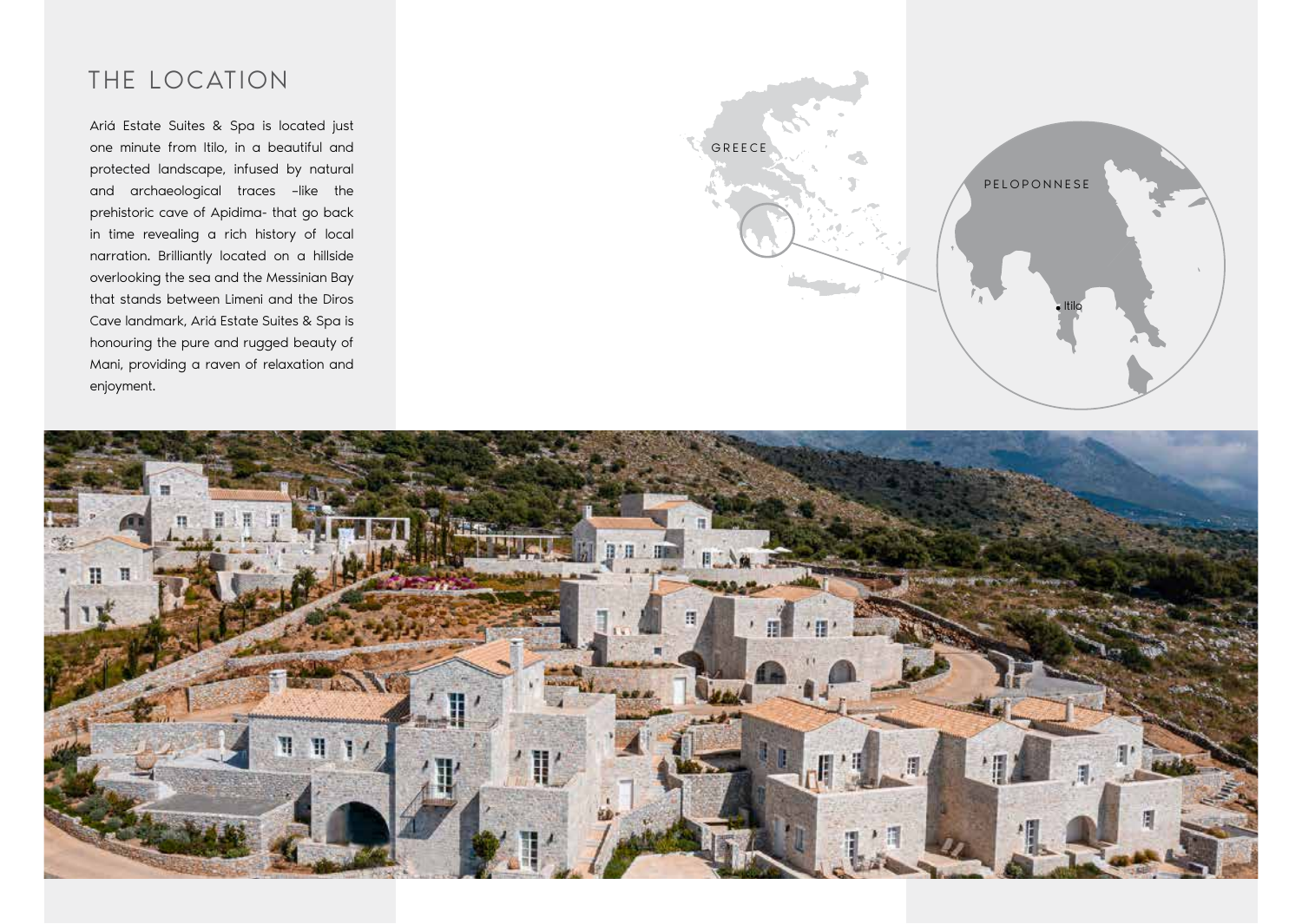# THE LOCATION

Ariá Estate Suites & Spa is located just one minute from Itilo, in a beautiful and protected landscape, infused by natural and archaeological traces -like the prehistoric cave of Apidima- that go back in time revealing a rich history of local narration. Brilliantly located on a hillside overlooking the sea and the Messinian Bay that stands between Limeni and the Diros Cave landmark, Ariá Estate Suites & Spa is honouring the pure and rugged beauty of Mani, providing a raven of relaxation and enjoyment.

GREECE

PELOPONNESE

Itilo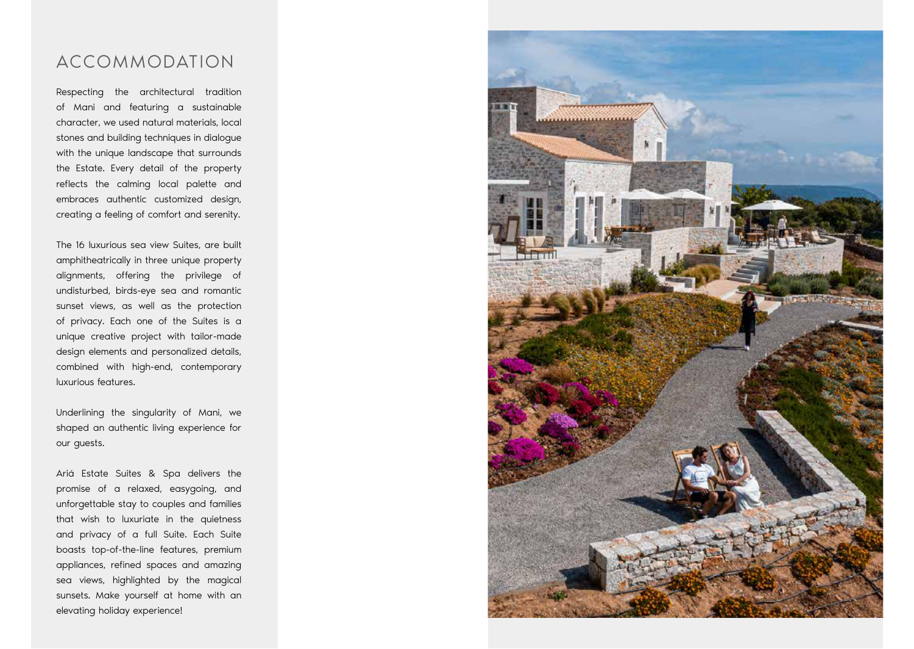# ACCOMMODATION

Respecting the architectural tradition of Mani and featuring a sustainable character, we used natural materials, local stones and building techniques in dialogue with the unique landscape that surrounds the Estate. Every detail of the property reflects the calming local palette and embraces authentic customized design, creating a feeling of comfort and serenity.

The 16 luxurious sea view Suites, are built amphitheatrically in three unique property alignments, offering the privilege of undisturbed, birds-eye sea and romantic sunset views, as well as the protection of privacy. Each one of the Suites is a unique creative project with tailor-made design elements and personalized details, combined with high-end, contemporary luxurious features.

Underlining the singularity of Mani, we shaped an authentic living experience for our guests.

Ariá Estate Suites & Spa delivers the promise of a relaxed, easygoing, and unforgettable stay to couples and families that wish to luxuriate in the quietness and privacy of a full Suite. Each Suite boasts top-of-the-line features, premium appliances, refined spaces and amazing sea views, highlighted by the magical sunsets. Make yourself at home with an elevating holiday experience!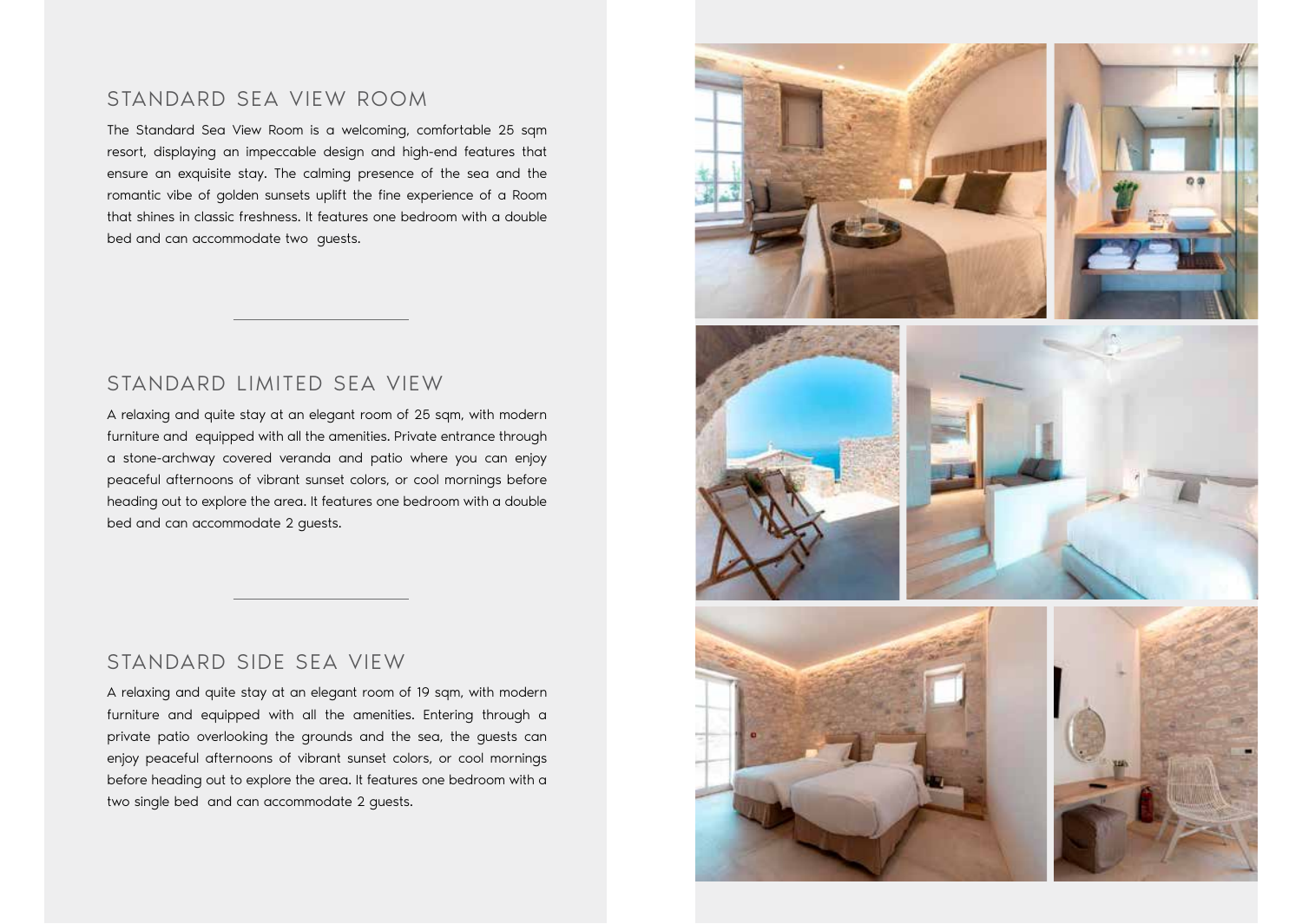## STANDARD SEA VIEW ROOM

The Standard Sea View Room is a welcoming, comfortable 25 sqm resort, displaying an impeccable design and high-end features that ensure an exquisite stay. The calming presence of the sea and the romantic vibe of golden sunsets uplift the fine experience of a Room that shines in classic freshness. It features one bedroom with a double bed and can accommodate two guests.

---

## STANDARD LIMITED SEA VIEW

A relaxing and quite stay at an elegant room of 25 sqm, with modern furniture and equipped with all the amenities. Private entrance through a stone-archway covered veranda and patio where you can enjoy peaceful afternoons of vibrant sunset colors, or cool mornings before heading out to explore the area. It features one bedroom with a double bed and can accommodate 2 guests.

---

## STANDARD SIDE SEA VIEW

A relaxing and quite stay at an elegant room of 19 sqm, with modern furniture and equipped with all the amenities. Entering through a private patio overlooking the grounds and the sea, the guests can enjoy peaceful afternoons of vibrant sunset colors, or cool mornings before heading out to explore the area. It features one bedroom with a two single bed and can accommodate 2 guests.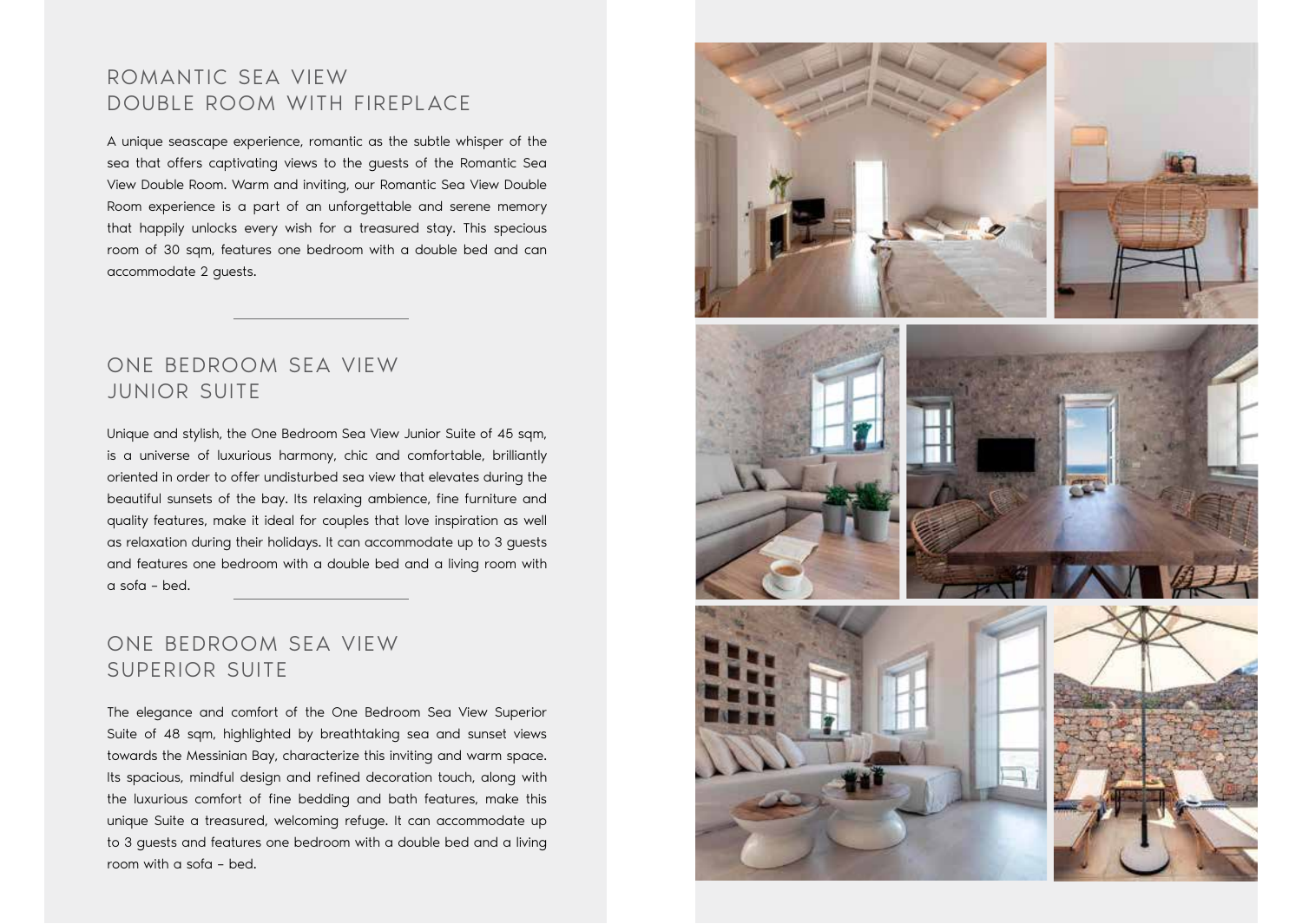## ROMANTIC SEA VIEW DOUBLE ROOM WITH FIREPLACE

A unique seascape experience, romantic as the subtle whisper of the sea that offers captivating views to the guests of the Romantic Sea View Double Room. Warm and inviting, our Romantic Sea View Double Room experience is a part of an unforgettable and serene memory that happily unlocks every wish for a treasured stay. This specious room of 30 sqm, features one bedroom with a double bed and can accommodate 2 guests.

---

## ONE BEDROOM SEA VIEW JUNIOR SUITE

Unique and stylish, the One Bedroom Sea View Junior Suite of 45 sqm, is a universe of luxurious harmony, chic and comfortable, brilliantly oriented in order to offer undisturbed sea view that elevates during the beautiful sunsets of the bay. Its relaxing ambience, fine furniture and quality features, make it ideal for couples that love inspiration as well as relaxation during their holidays. It can accommodate up to 3 guests and features one bedroom with a double bed and a living room with a sofa - bed.

---

## ONE BEDROOM SEA VIEW SUPERIOR SUITE

The elegance and comfort of the One Bedroom Sea View Superior Suite of 48 sqm, highlighted by breathtaking sea and sunset views towards the Messinian Bay, characterize this inviting and warm space. Its spacious, mindful design and refined decoration touch, along with the luxurious comfort of fine bedding and bath features, make this unique Suite a treasured, welcoming refuge. It can accommodate up to 3 guests and features one bedroom with a double bed and a living room with a sofa - bed.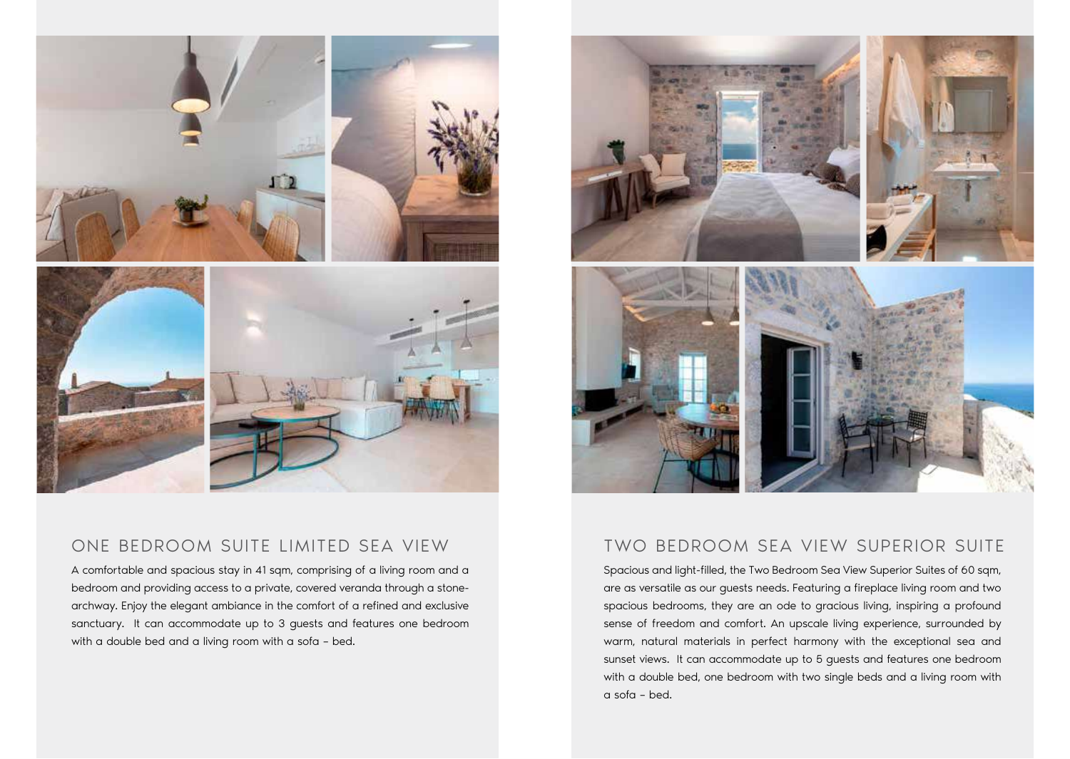## ONE BEDROOM SUITE LIMITED SEA VIEW

A comfortable and spacious stay in 41 sqm, comprising of a living room and a bedroom and providing access to a private, covered veranda through a stone-archway. Enjoy the elegant ambiance in the comfort of a refined and exclusive sanctuary. It can accommodate up to 3 guests and features one bedroom with a double bed and a living room with a sofa – bed.

## TWO BEDROOM SEA VIEW SUPERIOR SUITE

Spacious and light-filled, the Two Bedroom Sea View Superior Suites of 60 sqm, are as versatile as our guests needs. Featuring a fireplace living room and two spacious bedrooms, they are an ode to gracious living, inspiring a profound sense of freedom and comfort. An upscale living experience, surrounded by warm, natural materials in perfect harmony with the exceptional sea and sunset views. It can accommodate up to 5 guests and features one bedroom with a double bed, one bedroom with two single beds and a living room with a sofa – bed.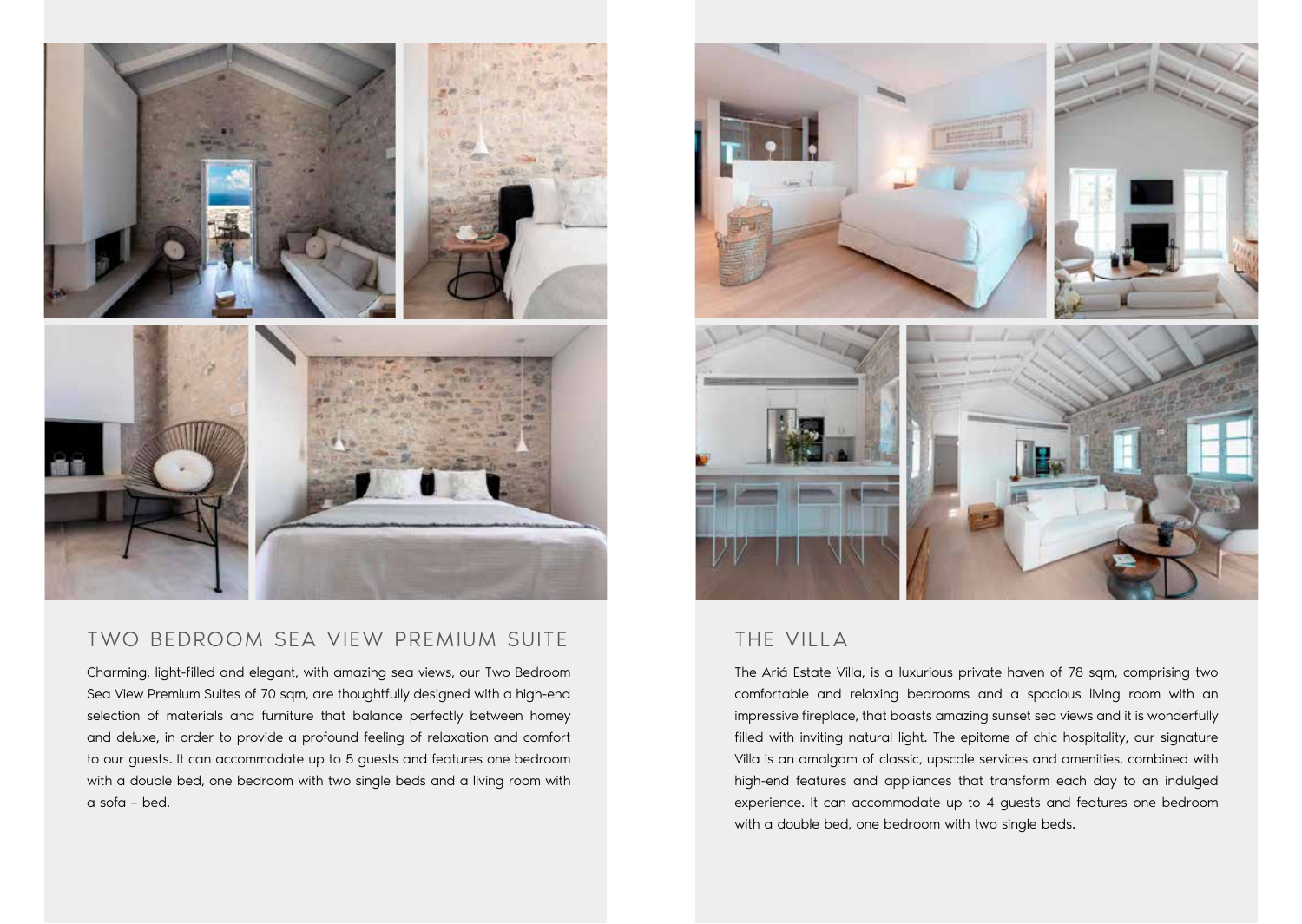## TWO BEDROOM SEA VIEW PREMIUM SUITE

Charming, light-filled and elegant, with amazing sea views, our Two Bedroom Sea View Premium Suites of 70 sqm, are thoughtfully designed with a high-end selection of materials and furniture that balance perfectly between homey and deluxe, in order to provide a profound feeling of relaxation and comfort to our guests. It can accommodate up to 5 guests and features one bedroom with a double bed, one bedroom with two single beds and a living room with a sofa – bed.

## THE VILLA

The Ariá Estate Villa, is a luxurious private haven of 78 sqm, comprising two comfortable and relaxing bedrooms and a spacious living room with an impressive fireplace, that boasts amazing sunset sea views and it is wonderfully filled with inviting natural light. The epitome of chic hospitality, our signature Villa is an amalgam of classic, upscale services and amenities, combined with high-end features and appliances that transform each day to an indulged experience. It can accommodate up to 4 guests and features one bedroom with a double bed, one bedroom with two single beds.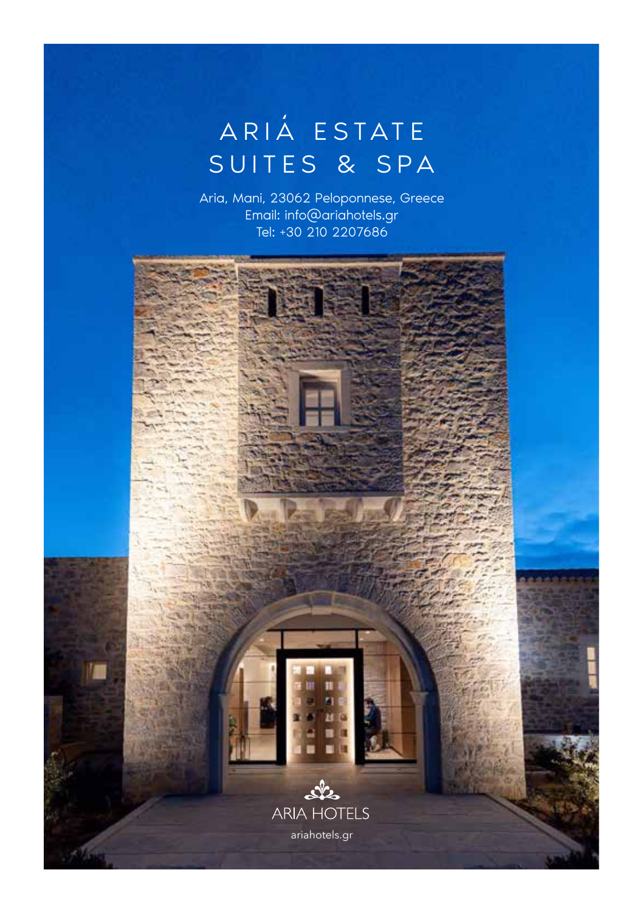# ARIÁ ESTATE SUITES & SPA

Aria, Mani, 23062 Peloponnese, Greece
Email: info@ariahotels.gr
Tel: +30 210 2207686

ARIA HOTELS
ariahotels.gr